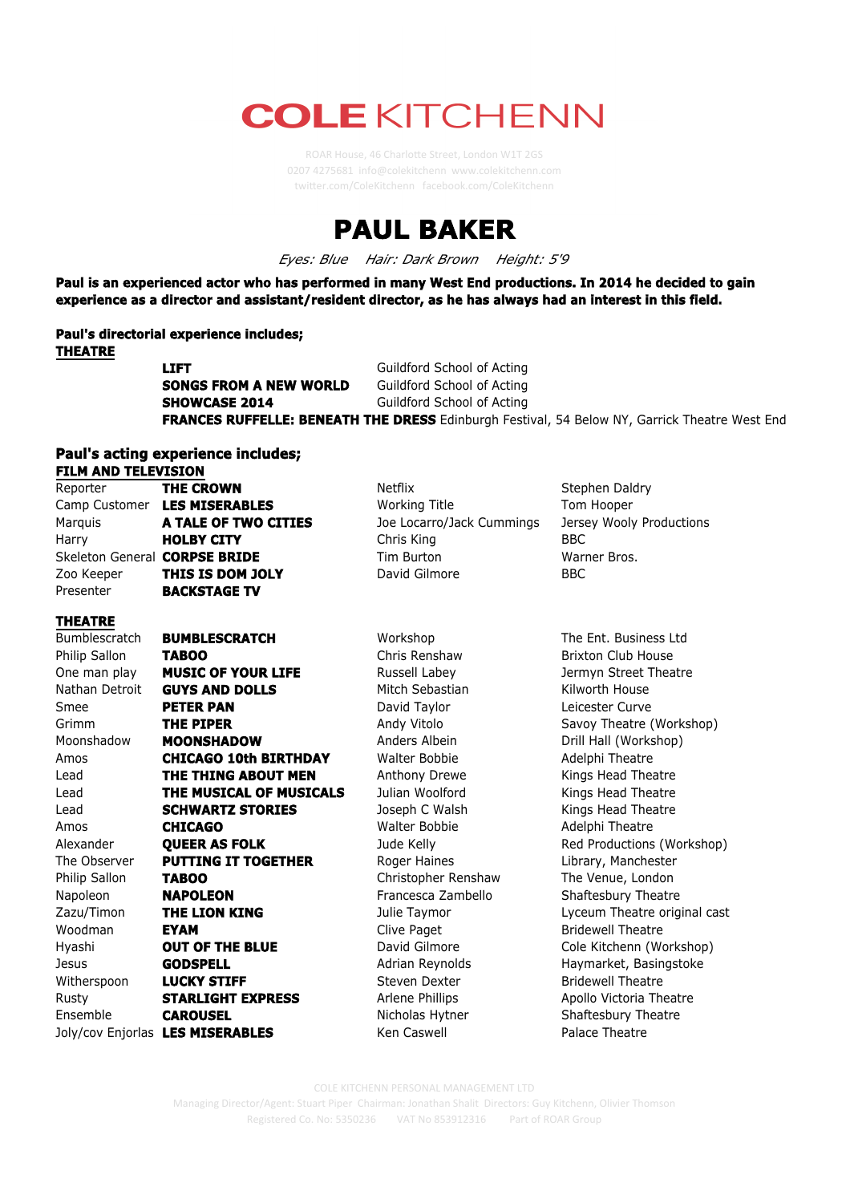# COLE KITCHENN

ROAR House, 46 Charlotte Street, London W1T 2GS
0207 4275681 info@colekitchenn www.colekitchenn.com
twitter.com/ColeKitchenn facebook.com/ColeKitchenn

# PAUL BAKER

*Eyes: Blue Hair: Dark Brown Height: 5'9*

**Paul is an experienced actor who has performed in many West End productions. In 2014 he decided to gain experience as a director and assistant/resident director, as he has always had an interest in this field.**

**Paul's directorial experience includes;**

**THEATRE**

| | |
|---|---|
| **LIFT** | Guildford School of Acting |
| **SONGS FROM A NEW WORLD** | Guildford School of Acting |
| **SHOWCASE 2014** | Guildford School of Acting |
| **FRANCES RUFFELLE: BENEATH THE DRESS** | Edinburgh Festival, 54 Below NY, Garrick Theatre West End |

**Paul's acting experience includes;**

**FILM AND TELEVISION**

| | | | |
|---|---|---|---|
| Reporter | **THE CROWN** | Netflix | Stephen Daldry |
| Camp Customer | **LES MISERABLES** | Working Title | Tom Hooper |
| Marquis | **A TALE OF TWO CITIES** | Joe Locarro/Jack Cummings | Jersey Wooly Productions |
| Harry | **HOLBY CITY** | Chris King | BBC |
| Skeleton General | **CORPSE BRIDE** | Tim Burton | Warner Bros. |
| Zoo Keeper | **THIS IS DOM JOLY** | David Gilmore | BBC |
| Presenter | **BACKSTAGE TV** | | |

**THEATRE**

| | | | |
|---|---|---|---|
| Bumblescratch | **BUMBLESCRATCH** | Workshop | The Ent. Business Ltd |
| Philip Sallon | **TABOO** | Chris Renshaw | Brixton Club House |
| One man play | **MUSIC OF YOUR LIFE** | Russell Labey | Jermyn Street Theatre |
| Nathan Detroit | **GUYS AND DOLLS** | Mitch Sebastian | Kilworth House |
| Smee | **PETER PAN** | David Taylor | Leicester Curve |
| Grimm | **THE PIPER** | Andy Vitolo | Savoy Theatre (Workshop) |
| Moonshadow | **MOONSHADOW** | Anders Albein | Drill Hall (Workshop) |
| Amos | **CHICAGO 10th BIRTHDAY** | Walter Bobbie | Adelphi Theatre |
| Lead | **THE THING ABOUT MEN** | Anthony Drewe | Kings Head Theatre |
| Lead | **THE MUSICAL OF MUSICALS** | Julian Woolford | Kings Head Theatre |
| Lead | **SCHWARTZ STORIES** | Joseph C Walsh | Kings Head Theatre |
| Amos | **CHICAGO** | Walter Bobbie | Adelphi Theatre |
| Alexander | **QUEER AS FOLK** | Jude Kelly | Red Productions (Workshop) |
| The Observer | **PUTTING IT TOGETHER** | Roger Haines | Library, Manchester |
| Philip Sallon | **TABOO** | Christopher Renshaw | The Venue, London |
| Napoleon | **NAPOLEON** | Francesca Zambello | Shaftesbury Theatre |
| Zazu/Timon | **THE LION KING** | Julie Taymor | Lyceum Theatre original cast |
| Woodman | **EYAM** | Clive Paget | Bridewell Theatre |
| Hyashi | **OUT OF THE BLUE** | David Gilmore | Cole Kitchenn (Workshop) |
| Jesus | **GODSPELL** | Adrian Reynolds | Haymarket, Basingstoke |
| Witherspoon | **LUCKY STIFF** | Steven Dexter | Bridewell Theatre |
| Rusty | **STARLIGHT EXPRESS** | Arlene Phillips | Apollo Victoria Theatre |
| Ensemble | **CAROUSEL** | Nicholas Hytner | Shaftesbury Theatre |
| Joly/cov Enjorlas | **LES MISERABLES** | Ken Caswell | Palace Theatre |

COLE KITCHENN PERSONAL MANAGEMENT LTD
Managing Director/Agent: Stuart Piper Chairman: Jonathan Shalit Directors: Guy Kitchenn, Olivier Thomson
Registered Co. No: 5350236 VAT No 853912316 Part of ROAR Group